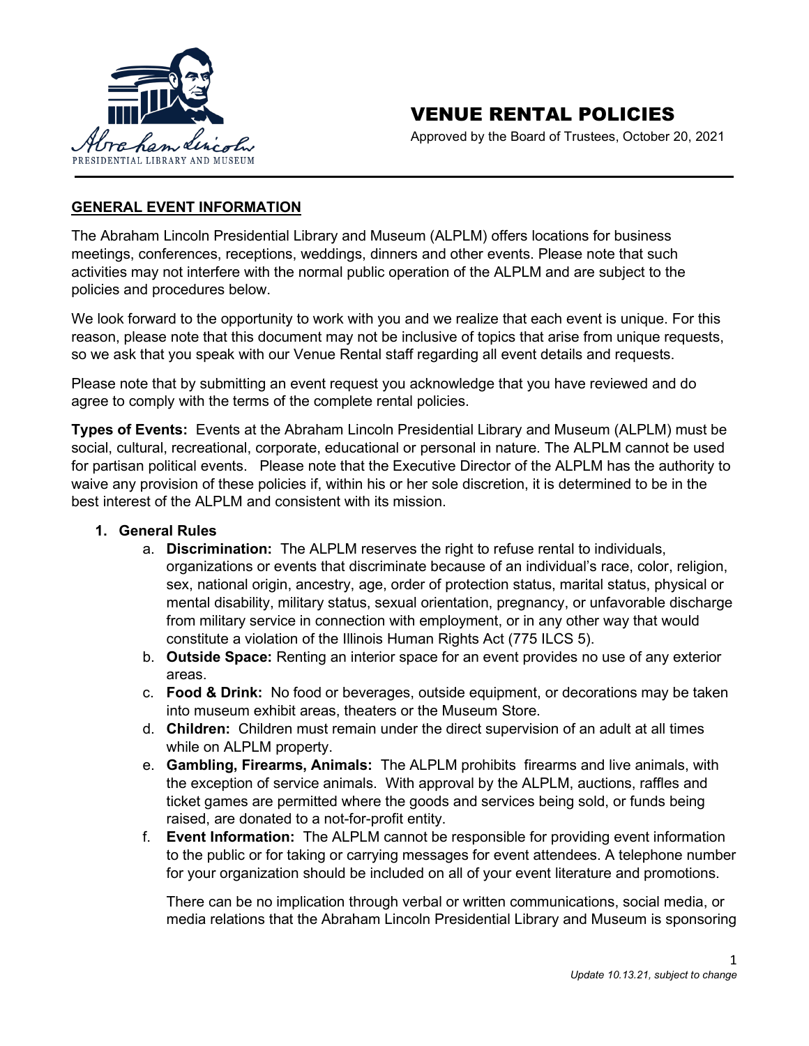# VENUE RENTAL POLICIES

Approved by the Board of Trustees, October 20, 2021

## GENERAL EVENT INFORMATION

The Abraham Lincoln Presidential Library and Museum (ALPLM) offers locations for business meetings, conferences, receptions, weddings, dinners and other events. Please note that such activities may not interfere with the normal public operation of the ALPLM and are subject to the policies and procedures below.

We look forward to the opportunity to work with you and we realize that each event is unique. For this reason, please note that this document may not be inclusive of topics that arise from unique requests, so we ask that you speak with our Venue Rental staff regarding all event details and requests.

Please note that by submitting an event request you acknowledge that you have reviewed and do agree to comply with the terms of the complete rental policies.

**Types of Events:** Events at the Abraham Lincoln Presidential Library and Museum (ALPLM) must be social, cultural, recreational, corporate, educational or personal in nature. The ALPLM cannot be used for partisan political events. Please note that the Executive Director of the ALPLM has the authority to waive any provision of these policies if, within his or her sole discretion, it is determined to be in the best interest of the ALPLM and consistent with its mission.

1. **General Rules**
   a. **Discrimination:** The ALPLM reserves the right to refuse rental to individuals, organizations or events that discriminate because of an individual's race, color, religion, sex, national origin, ancestry, age, order of protection status, marital status, physical or mental disability, military status, sexual orientation, pregnancy, or unfavorable discharge from military service in connection with employment, or in any other way that would constitute a violation of the Illinois Human Rights Act (775 ILCS 5).
   b. **Outside Space:** Renting an interior space for an event provides no use of any exterior areas.
   c. **Food & Drink:** No food or beverages, outside equipment, or decorations may be taken into museum exhibit areas, theaters or the Museum Store.
   d. **Children:** Children must remain under the direct supervision of an adult at all times while on ALPLM property.
   e. **Gambling, Firearms, Animals:** The ALPLM prohibits firearms and live animals, with the exception of service animals. With approval by the ALPLM, auctions, raffles and ticket games are permitted where the goods and services being sold, or funds being raised, are donated to a not-for-profit entity.
   f. **Event Information:** The ALPLM cannot be responsible for providing event information to the public or for taking or carrying messages for event attendees. A telephone number for your organization should be included on all of your event literature and promotions.

      There can be no implication through verbal or written communications, social media, or media relations that the Abraham Lincoln Presidential Library and Museum is sponsoring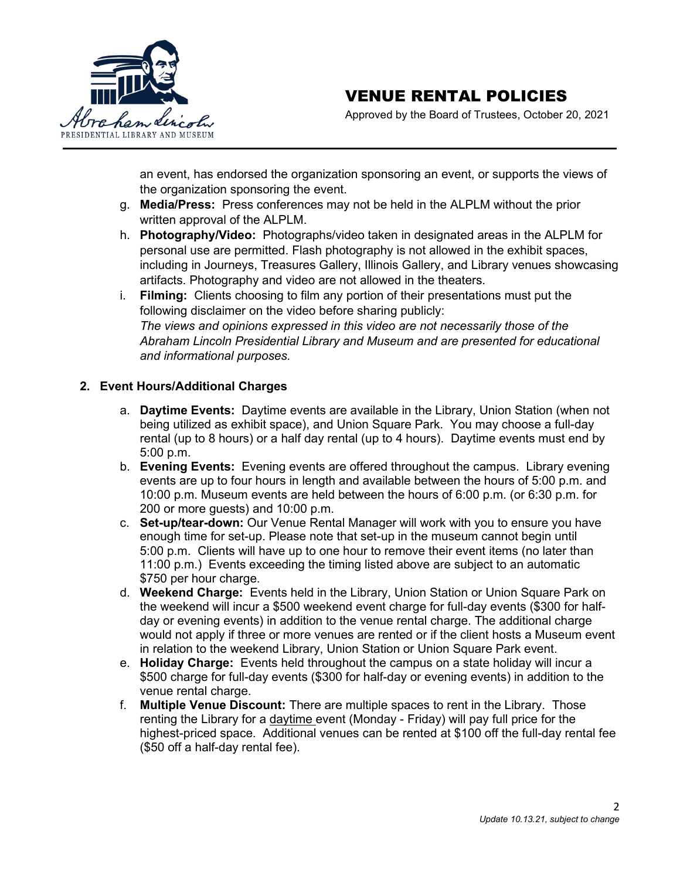an event, has endorsed the organization sponsoring an event, or supports the views of the organization sponsoring the event.

g. **Media/Press:** Press conferences may not be held in the ALPLM without the prior written approval of the ALPLM.

h. **Photography/Video:** Photographs/video taken in designated areas in the ALPLM for personal use are permitted. Flash photography is not allowed in the exhibit spaces, including in Journeys, Treasures Gallery, Illinois Gallery, and Library venues showcasing artifacts. Photography and video are not allowed in the theaters.

i. **Filming:** Clients choosing to film any portion of their presentations must put the following disclaimer on the video before sharing publicly:
*The views and opinions expressed in this video are not necessarily those of the Abraham Lincoln Presidential Library and Museum and are presented for educational and informational purposes.*

**2. Event Hours/Additional Charges**

a. **Daytime Events:** Daytime events are available in the Library, Union Station (when not being utilized as exhibit space), and Union Square Park. You may choose a full-day rental (up to 8 hours) or a half day rental (up to 4 hours). Daytime events must end by 5:00 p.m.

b. **Evening Events:** Evening events are offered throughout the campus. Library evening events are up to four hours in length and available between the hours of 5:00 p.m. and 10:00 p.m. Museum events are held between the hours of 6:00 p.m. (or 6:30 p.m. for 200 or more guests) and 10:00 p.m.

c. **Set-up/tear-down:** Our Venue Rental Manager will work with you to ensure you have enough time for set-up. Please note that set-up in the museum cannot begin until 5:00 p.m. Clients will have up to one hour to remove their event items (no later than 11:00 p.m.) Events exceeding the timing listed above are subject to an automatic $750 per hour charge.

d. **Weekend Charge:** Events held in the Library, Union Station or Union Square Park on the weekend will incur a $500 weekend event charge for full-day events ($300 for half-day or evening events) in addition to the venue rental charge. The additional charge would not apply if three or more venues are rented or if the client hosts a Museum event in relation to the weekend Library, Union Station or Union Square Park event.

e. **Holiday Charge:** Events held throughout the campus on a state holiday will incur a $500 charge for full-day events ($300 for half-day or evening events) in addition to the venue rental charge.

f. **Multiple Venue Discount:** There are multiple spaces to rent in the Library. Those renting the Library for a daytime event (Monday - Friday) will pay full price for the highest-priced space. Additional venues can be rented at $100 off the full-day rental fee ($50 off a half-day rental fee).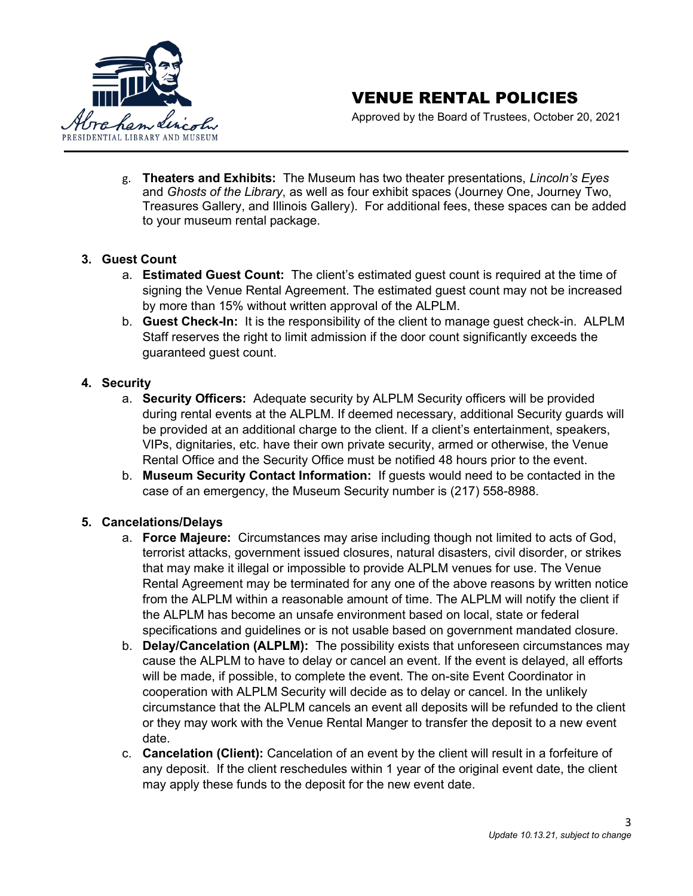g. **Theaters and Exhibits:** The Museum has two theater presentations, *Lincoln's Eyes* and *Ghosts of the Library*, as well as four exhibit spaces (Journey One, Journey Two, Treasures Gallery, and Illinois Gallery). For additional fees, these spaces can be added to your museum rental package.

3. **Guest Count**
   a. **Estimated Guest Count:** The client's estimated guest count is required at the time of signing the Venue Rental Agreement. The estimated guest count may not be increased by more than 15% without written approval of the ALPLM.
   b. **Guest Check-In:** It is the responsibility of the client to manage guest check-in. ALPLM Staff reserves the right to limit admission if the door count significantly exceeds the guaranteed guest count.

4. **Security**
   a. **Security Officers:** Adequate security by ALPLM Security officers will be provided during rental events at the ALPLM. If deemed necessary, additional Security guards will be provided at an additional charge to the client. If a client's entertainment, speakers, VIPs, dignitaries, etc. have their own private security, armed or otherwise, the Venue Rental Office and the Security Office must be notified 48 hours prior to the event.
   b. **Museum Security Contact Information:** If guests would need to be contacted in the case of an emergency, the Museum Security number is (217) 558-8988.

5. **Cancelations/Delays**
   a. **Force Majeure:** Circumstances may arise including though not limited to acts of God, terrorist attacks, government issued closures, natural disasters, civil disorder, or strikes that may make it illegal or impossible to provide ALPLM venues for use. The Venue Rental Agreement may be terminated for any one of the above reasons by written notice from the ALPLM within a reasonable amount of time. The ALPLM will notify the client if the ALPLM has become an unsafe environment based on local, state or federal specifications and guidelines or is not usable based on government mandated closure.
   b. **Delay/Cancelation (ALPLM):** The possibility exists that unforeseen circumstances may cause the ALPLM to have to delay or cancel an event. If the event is delayed, all efforts will be made, if possible, to complete the event. The on-site Event Coordinator in cooperation with ALPLM Security will decide as to delay or cancel. In the unlikely circumstance that the ALPLM cancels an event all deposits will be refunded to the client or they may work with the Venue Rental Manger to transfer the deposit to a new event date.
   c. **Cancelation (Client):** Cancelation of an event by the client will result in a forfeiture of any deposit. If the client reschedules within 1 year of the original event date, the client may apply these funds to the deposit for the new event date.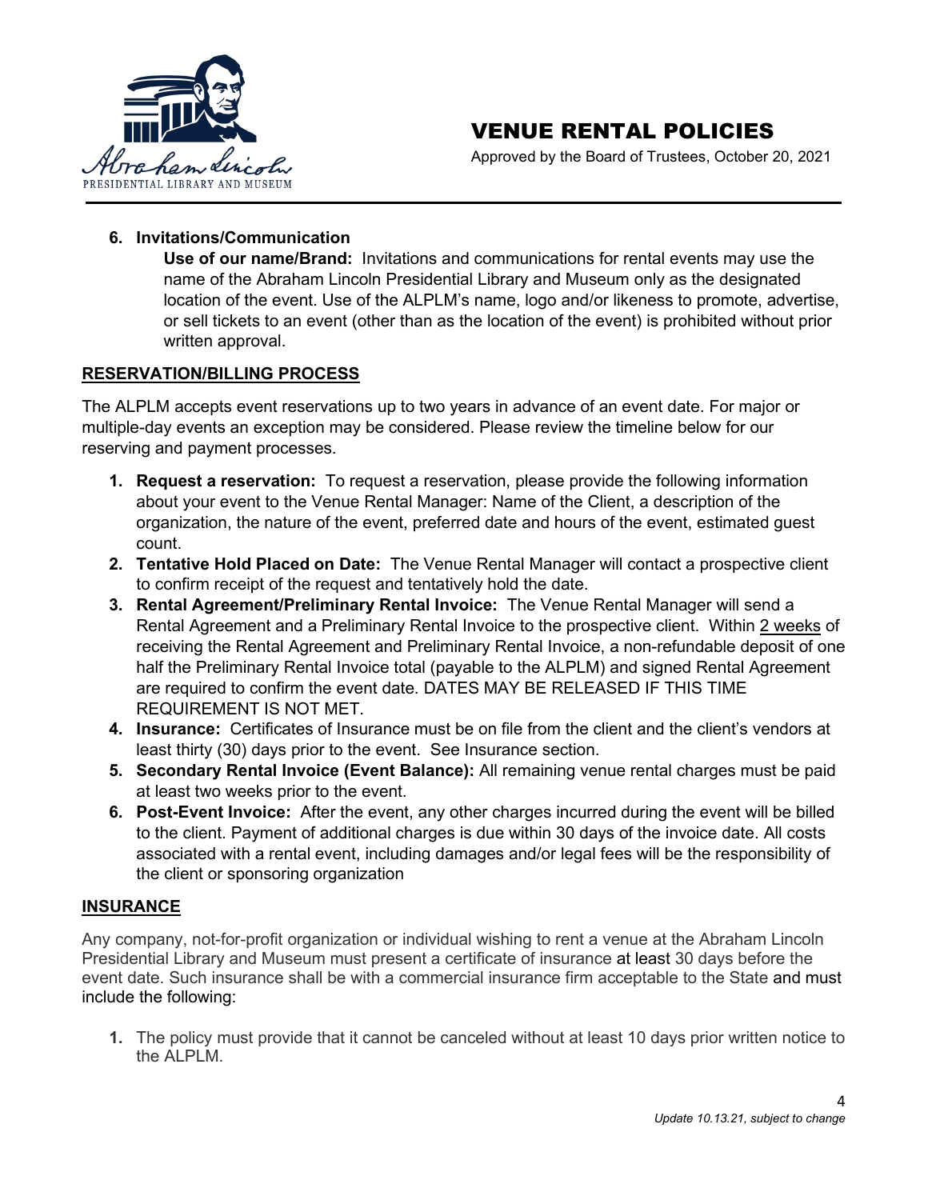6. **Invitations/Communication**

   **Use of our name/Brand:** Invitations and communications for rental events may use the name of the Abraham Lincoln Presidential Library and Museum only as the designated location of the event. Use of the ALPLM's name, logo and/or likeness to promote, advertise, or sell tickets to an event (other than as the location of the event) is prohibited without prior written approval.

## RESERVATION/BILLING PROCESS

The ALPLM accepts event reservations up to two years in advance of an event date. For major or multiple-day events an exception may be considered. Please review the timeline below for our reserving and payment processes.

1. **Request a reservation:** To request a reservation, please provide the following information about your event to the Venue Rental Manager: Name of the Client, a description of the organization, the nature of the event, preferred date and hours of the event, estimated guest count.
2. **Tentative Hold Placed on Date:** The Venue Rental Manager will contact a prospective client to confirm receipt of the request and tentatively hold the date.
3. **Rental Agreement/Preliminary Rental Invoice:** The Venue Rental Manager will send a Rental Agreement and a Preliminary Rental Invoice to the prospective client. Within 2 weeks of receiving the Rental Agreement and Preliminary Rental Invoice, a non-refundable deposit of one half the Preliminary Rental Invoice total (payable to the ALPLM) and signed Rental Agreement are required to confirm the event date. DATES MAY BE RELEASED IF THIS TIME REQUIREMENT IS NOT MET.
4. **Insurance:** Certificates of Insurance must be on file from the client and the client's vendors at least thirty (30) days prior to the event. See Insurance section.
5. **Secondary Rental Invoice (Event Balance):** All remaining venue rental charges must be paid at least two weeks prior to the event.
6. **Post-Event Invoice:** After the event, any other charges incurred during the event will be billed to the client. Payment of additional charges is due within 30 days of the invoice date. All costs associated with a rental event, including damages and/or legal fees will be the responsibility of the client or sponsoring organization

## INSURANCE

Any company, not-for-profit organization or individual wishing to rent a venue at the Abraham Lincoln Presidential Library and Museum must present a certificate of insurance at least 30 days before the event date. Such insurance shall be with a commercial insurance firm acceptable to the State and must include the following:

1. The policy must provide that it cannot be canceled without at least 10 days prior written notice to the ALPLM.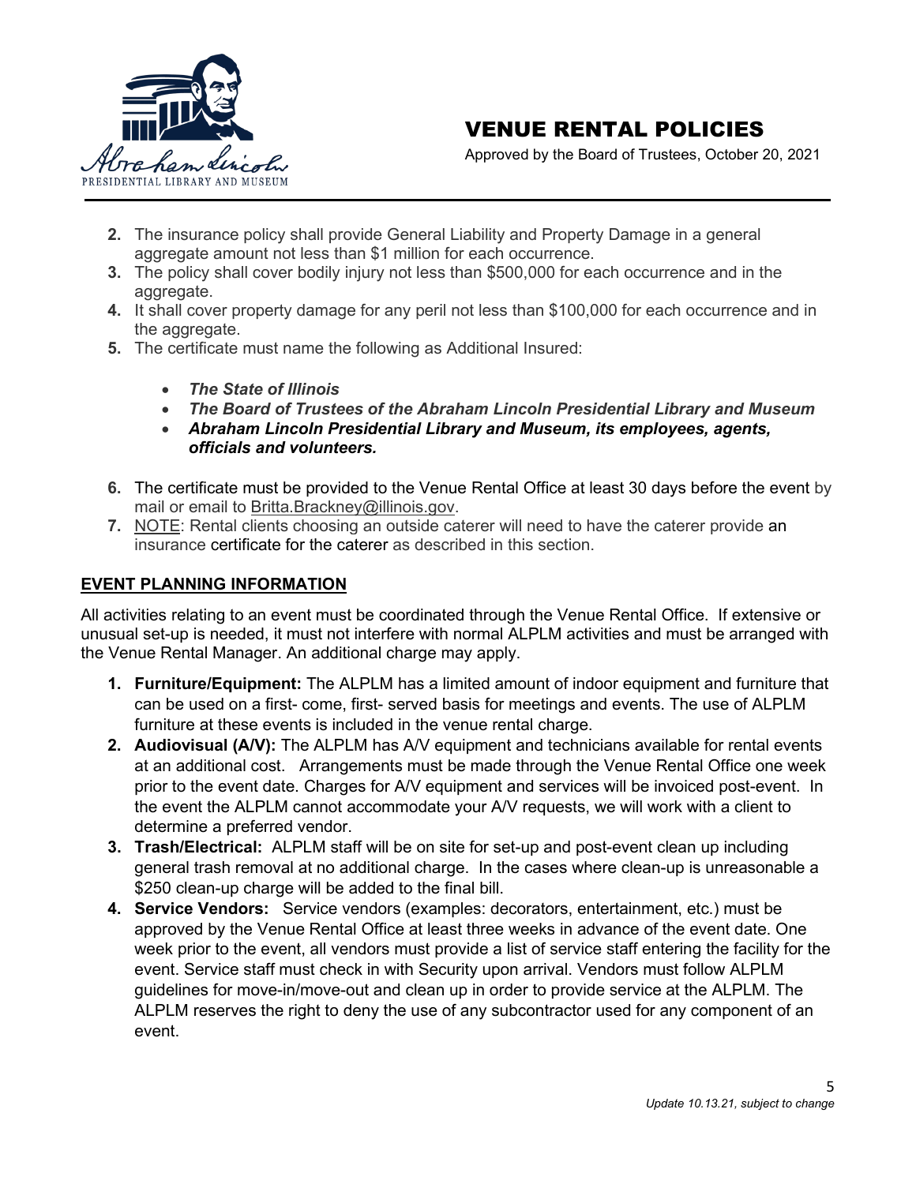2. The insurance policy shall provide General Liability and Property Damage in a general aggregate amount not less than $1 million for each occurrence.
3. The policy shall cover bodily injury not less than $500,000 for each occurrence and in the aggregate.
4. It shall cover property damage for any peril not less than $100,000 for each occurrence and in the aggregate.
5. The certificate must name the following as Additional Insured:

    - ***The State of Illinois***
    - ***The Board of Trustees of the Abraham Lincoln Presidential Library and Museum***
    - ***Abraham Lincoln Presidential Library and Museum, its employees, agents, officials and volunteers.***

6. The certificate must be provided to the Venue Rental Office at least 30 days before the event by mail or email to Britta.Brackney@illinois.gov.
7. NOTE: Rental clients choosing an outside caterer will need to have the caterer provide an insurance certificate for the caterer as described in this section.

## EVENT PLANNING INFORMATION

All activities relating to an event must be coordinated through the Venue Rental Office. If extensive or unusual set-up is needed, it must not interfere with normal ALPLM activities and must be arranged with the Venue Rental Manager. An additional charge may apply.

1. **Furniture/Equipment:** The ALPLM has a limited amount of indoor equipment and furniture that can be used on a first- come, first- served basis for meetings and events. The use of ALPLM furniture at these events is included in the venue rental charge.
2. **Audiovisual (A/V):** The ALPLM has A/V equipment and technicians available for rental events at an additional cost. Arrangements must be made through the Venue Rental Office one week prior to the event date. Charges for A/V equipment and services will be invoiced post-event. In the event the ALPLM cannot accommodate your A/V requests, we will work with a client to determine a preferred vendor.
3. **Trash/Electrical:** ALPLM staff will be on site for set-up and post-event clean up including general trash removal at no additional charge. In the cases where clean-up is unreasonable a $250 clean-up charge will be added to the final bill.
4. **Service Vendors:** Service vendors (examples: decorators, entertainment, etc.) must be approved by the Venue Rental Office at least three weeks in advance of the event date. One week prior to the event, all vendors must provide a list of service staff entering the facility for the event. Service staff must check in with Security upon arrival. Vendors must follow ALPLM guidelines for move-in/move-out and clean up in order to provide service at the ALPLM. The ALPLM reserves the right to deny the use of any subcontractor used for any component of an event.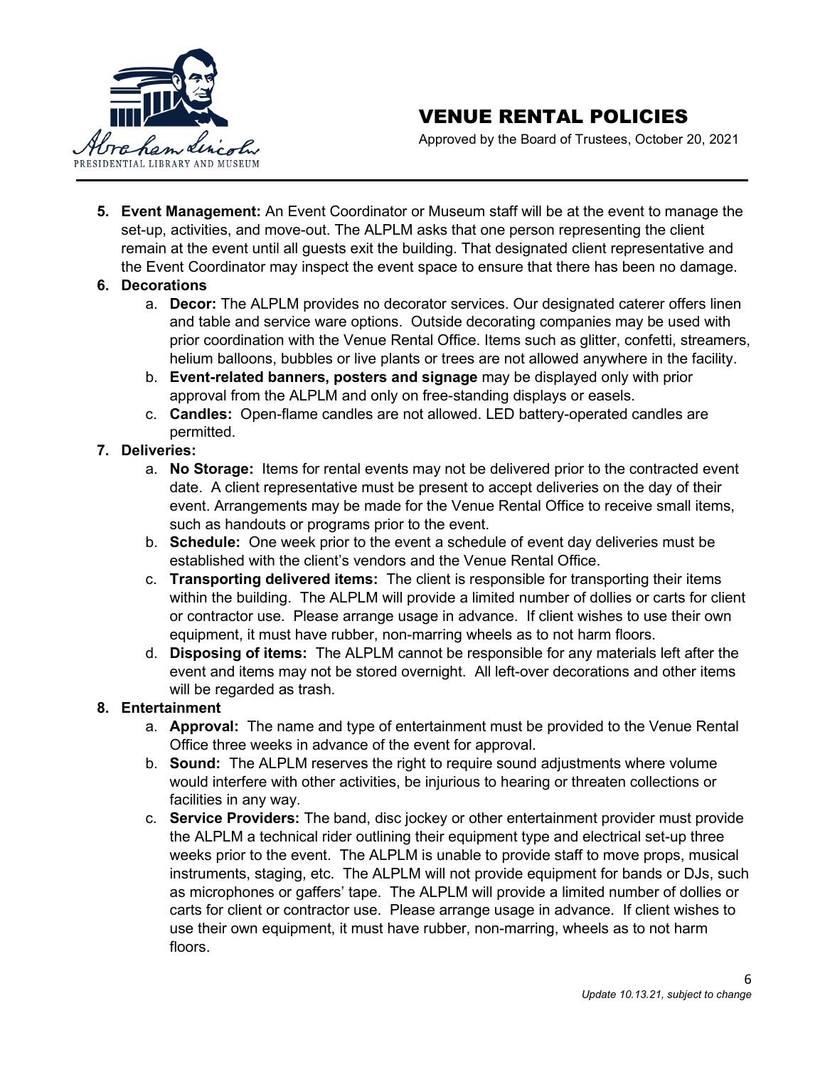5. **Event Management:** An Event Coordinator or Museum staff will be at the event to manage the set-up, activities, and move-out. The ALPLM asks that one person representing the client remain at the event until all guests exit the building. That designated client representative and the Event Coordinator may inspect the event space to ensure that there has been no damage.
6. **Decorations**
   a. **Decor:** The ALPLM provides no decorator services. Our designated caterer offers linen and table and service ware options. Outside decorating companies may be used with prior coordination with the Venue Rental Office. Items such as glitter, confetti, streamers, helium balloons, bubbles or live plants or trees are not allowed anywhere in the facility.
   b. **Event-related banners, posters and signage** may be displayed only with prior approval from the ALPLM and only on free-standing displays or easels.
   c. **Candles:** Open-flame candles are not allowed. LED battery-operated candles are permitted.
7. **Deliveries:**
   a. **No Storage:** Items for rental events may not be delivered prior to the contracted event date. A client representative must be present to accept deliveries on the day of their event. Arrangements may be made for the Venue Rental Office to receive small items, such as handouts or programs prior to the event.
   b. **Schedule:** One week prior to the event a schedule of event day deliveries must be established with the client's vendors and the Venue Rental Office.
   c. **Transporting delivered items:** The client is responsible for transporting their items within the building. The ALPLM will provide a limited number of dollies or carts for client or contractor use. Please arrange usage in advance. If client wishes to use their own equipment, it must have rubber, non-marring wheels as to not harm floors.
   d. **Disposing of items:** The ALPLM cannot be responsible for any materials left after the event and items may not be stored overnight. All left-over decorations and other items will be regarded as trash.
8. **Entertainment**
   a. **Approval:** The name and type of entertainment must be provided to the Venue Rental Office three weeks in advance of the event for approval.
   b. **Sound:** The ALPLM reserves the right to require sound adjustments where volume would interfere with other activities, be injurious to hearing or threaten collections or facilities in any way.
   c. **Service Providers:** The band, disc jockey or other entertainment provider must provide the ALPLM a technical rider outlining their equipment type and electrical set-up three weeks prior to the event. The ALPLM is unable to provide staff to move props, musical instruments, staging, etc. The ALPLM will not provide equipment for bands or DJs, such as microphones or gaffers' tape. The ALPLM will provide a limited number of dollies or carts for client or contractor use. Please arrange usage in advance. If client wishes to use their own equipment, it must have rubber, non-marring, wheels as to not harm floors.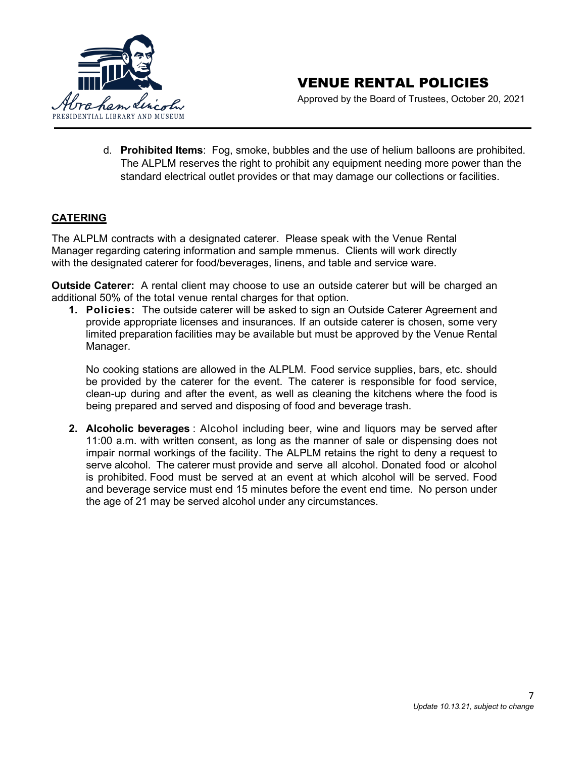d. **Prohibited Items**: Fog, smoke, bubbles and the use of helium balloons are prohibited. The ALPLM reserves the right to prohibit any equipment needing more power than the standard electrical outlet provides or that may damage our collections or facilities.

## CATERING

The ALPLM contracts with a designated caterer. Please speak with the Venue Rental Manager regarding catering information and sample mmenus. Clients will work directly with the designated caterer for food/beverages, linens, and table and service ware.

**Outside Caterer:** A rental client may choose to use an outside caterer but will be charged an additional 50% of the total venue rental charges for that option.

1. **Policies:** The outside caterer will be asked to sign an Outside Caterer Agreement and provide appropriate licenses and insurances. If an outside caterer is chosen, some very limited preparation facilities may be available but must be approved by the Venue Rental Manager.

   No cooking stations are allowed in the ALPLM. Food service supplies, bars, etc. should be provided by the caterer for the event. The caterer is responsible for food service, clean-up during and after the event, as well as cleaning the kitchens where the food is being prepared and served and disposing of food and beverage trash.

2. **Alcoholic beverages** : Alcohol including beer, wine and liquors may be served after 11:00 a.m. with written consent, as long as the manner of sale or dispensing does not impair normal workings of the facility. The ALPLM retains the right to deny a request to serve alcohol. The caterer must provide and serve all alcohol. Donated food or alcohol is prohibited. Food must be served at an event at which alcohol will be served. Food and beverage service must end 15 minutes before the event end time. No person under the age of 21 may be served alcohol under any circumstances.